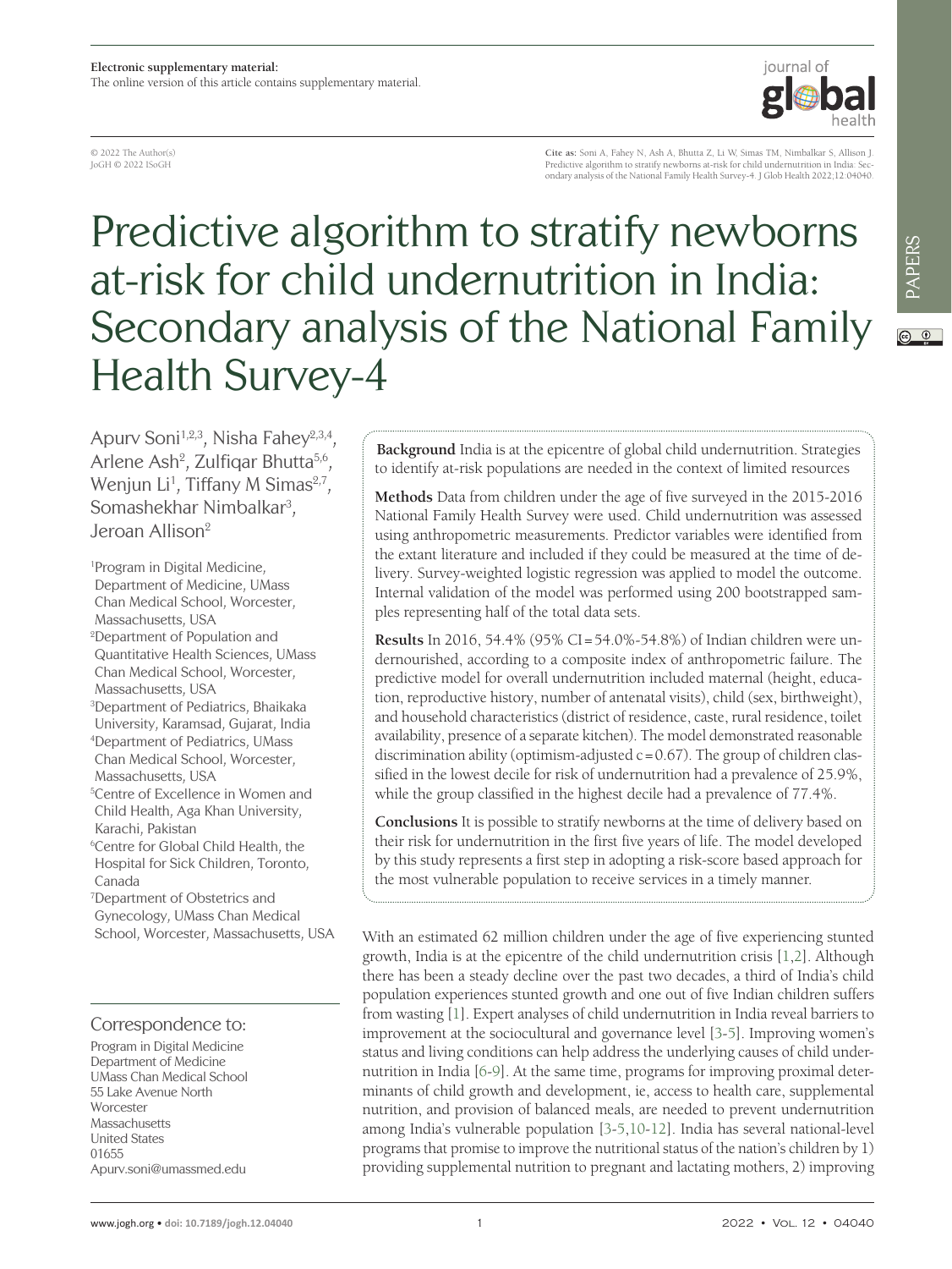Electronic supplementary material:
The online version of this article contains supplementary material.

© 2022 The Author(s)
JoGH © 2022 ISoGH

**Cite as:** Soni A, Fahey N, Ash A, Bhutta Z, Li W, Simas TM, Nimbalkar S, Allison J. Predictive algorithm to stratify newborns at-risk for child undernutrition in India: Secondary analysis of the National Family Health Survey-4. J Glob Health 2022;12:04040.

# Predictive algorithm to stratify newborns at-risk for child undernutrition in India: Secondary analysis of the National Family Health Survey-4

Apurv Soni[1,2,3], Nisha Fahey[2,3,4], Arlene Ash[2], Zulfiqar Bhutta[5,6], Wenjun Li[1], Tiffany M Simas[2,7], Somashekhar Nimbalkar[3], Jeroan Allison[2]

[1]Program in Digital Medicine, Department of Medicine, UMass Chan Medical School, Worcester, Massachusetts, USA
[2]Department of Population and Quantitative Health Sciences, UMass Chan Medical School, Worcester, Massachusetts, USA
[3]Department of Pediatrics, Bhaikaka University, Karamsad, Gujarat, India
[4]Department of Pediatrics, UMass Chan Medical School, Worcester, Massachusetts, USA
[5]Centre of Excellence in Women and Child Health, Aga Khan University, Karachi, Pakistan
[6]Centre for Global Child Health, the Hospital for Sick Children, Toronto, Canada
[7]Department of Obstetrics and Gynecology, UMass Chan Medical School, Worcester, Massachusetts, USA

**Correspondence to:**
Program in Digital Medicine
Department of Medicine
UMass Chan Medical School
55 Lake Avenue North
Worcester
Massachusetts
United States
01655
Apurv.soni@umassmed.edu

**Background** India is at the epicentre of global child undernutrition. Strategies to identify at-risk populations are needed in the context of limited resources

**Methods** Data from children under the age of five surveyed in the 2015-2016 National Family Health Survey were used. Child undernutrition was assessed using anthropometric measurements. Predictor variables were identified from the extant literature and included if they could be measured at the time of delivery. Survey-weighted logistic regression was applied to model the outcome. Internal validation of the model was performed using 200 bootstrapped samples representing half of the total data sets.

**Results** In 2016, 54.4% (95% CI = 54.0%-54.8%) of Indian children were undernourished, according to a composite index of anthropometric failure. The predictive model for overall undernutrition included maternal (height, education, reproductive history, number of antenatal visits), child (sex, birthweight), and household characteristics (district of residence, caste, rural residence, toilet availability, presence of a separate kitchen). The model demonstrated reasonable discrimination ability (optimism-adjusted c = 0.67). The group of children classified in the lowest decile for risk of undernutrition had a prevalence of 25.9%, while the group classified in the highest decile had a prevalence of 77.4%.

**Conclusions** It is possible to stratify newborns at the time of delivery based on their risk for undernutrition in the first five years of life. The model developed by this study represents a first step in adopting a risk-score based approach for the most vulnerable population to receive services in a timely manner.

With an estimated 62 million children under the age of five experiencing stunted growth, India is at the epicentre of the child undernutrition crisis [1,2]. Although there has been a steady decline over the past two decades, a third of India's child population experiences stunted growth and one out of five Indian children suffers from wasting [1]. Expert analyses of child undernutrition in India reveal barriers to improvement at the sociocultural and governance level [3-5]. Improving women's status and living conditions can help address the underlying causes of child undernutrition in India [6-9]. At the same time, programs for improving proximal determinants of child growth and development, ie, access to health care, supplemental nutrition, and provision of balanced meals, are needed to prevent undernutrition among India's vulnerable population [3-5,10-12]. India has several national-level programs that promise to improve the nutritional status of the nation's children by 1) providing supplemental nutrition to pregnant and lactating mothers, 2) improving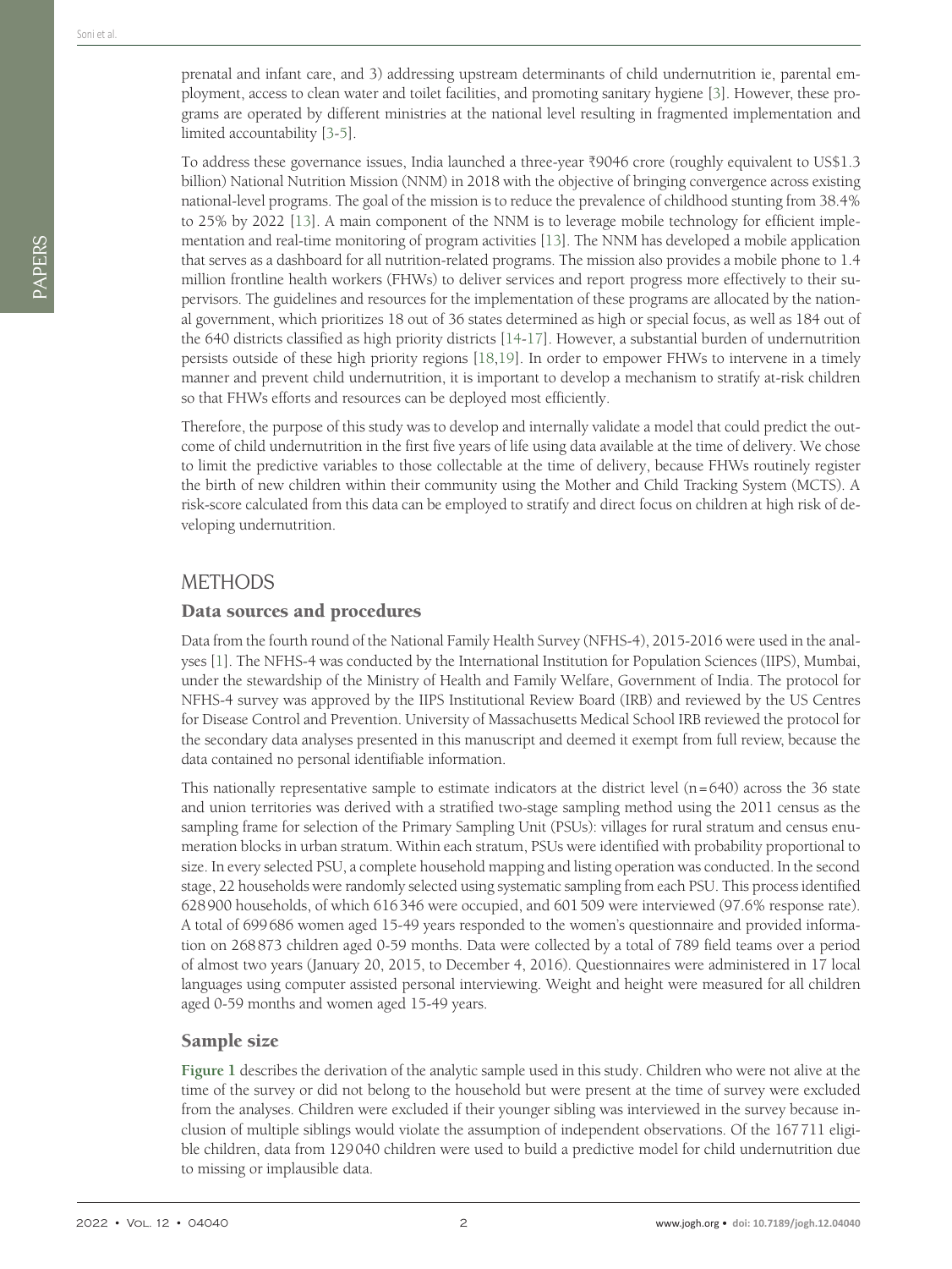prenatal and infant care, and 3) addressing upstream determinants of child undernutrition ie, parental employment, access to clean water and toilet facilities, and promoting sanitary hygiene [3]. However, these programs are operated by different ministries at the national level resulting in fragmented implementation and limited accountability [3-5].

To address these governance issues, India launched a three-year ₹9046 crore (roughly equivalent to US$1.3 billion) National Nutrition Mission (NNM) in 2018 with the objective of bringing convergence across existing national-level programs. The goal of the mission is to reduce the prevalence of childhood stunting from 38.4% to 25% by 2022 [13]. A main component of the NNM is to leverage mobile technology for efficient implementation and real-time monitoring of program activities [13]. The NNM has developed a mobile application that serves as a dashboard for all nutrition-related programs. The mission also provides a mobile phone to 1.4 million frontline health workers (FHWs) to deliver services and report progress more effectively to their supervisors. The guidelines and resources for the implementation of these programs are allocated by the national government, which prioritizes 18 out of 36 states determined as high or special focus, as well as 184 out of the 640 districts classified as high priority districts [14-17]. However, a substantial burden of undernutrition persists outside of these high priority regions [18,19]. In order to empower FHWs to intervene in a timely manner and prevent child undernutrition, it is important to develop a mechanism to stratify at-risk children so that FHWs efforts and resources can be deployed most efficiently.

Therefore, the purpose of this study was to develop and internally validate a model that could predict the outcome of child undernutrition in the first five years of life using data available at the time of delivery. We chose to limit the predictive variables to those collectable at the time of delivery, because FHWs routinely register the birth of new children within their community using the Mother and Child Tracking System (MCTS). A risk-score calculated from this data can be employed to stratify and direct focus on children at high risk of developing undernutrition.

## METHODS

### Data sources and procedures

Data from the fourth round of the National Family Health Survey (NFHS-4), 2015-2016 were used in the analyses [1]. The NFHS-4 was conducted by the International Institution for Population Sciences (IIPS), Mumbai, under the stewardship of the Ministry of Health and Family Welfare, Government of India. The protocol for NFHS-4 survey was approved by the IIPS Institutional Review Board (IRB) and reviewed by the US Centres for Disease Control and Prevention. University of Massachusetts Medical School IRB reviewed the protocol for the secondary data analyses presented in this manuscript and deemed it exempt from full review, because the data contained no personal identifiable information.

This nationally representative sample to estimate indicators at the district level (n = 640) across the 36 state and union territories was derived with a stratified two-stage sampling method using the 2011 census as the sampling frame for selection of the Primary Sampling Unit (PSUs): villages for rural stratum and census enumeration blocks in urban stratum. Within each stratum, PSUs were identified with probability proportional to size. In every selected PSU, a complete household mapping and listing operation was conducted. In the second stage, 22 households were randomly selected using systematic sampling from each PSU. This process identified 628 900 households, of which 616 346 were occupied, and 601 509 were interviewed (97.6% response rate). A total of 699 686 women aged 15-49 years responded to the women's questionnaire and provided information on 268 873 children aged 0-59 months. Data were collected by a total of 789 field teams over a period of almost two years (January 20, 2015, to December 4, 2016). Questionnaires were administered in 17 local languages using computer assisted personal interviewing. Weight and height were measured for all children aged 0-59 months and women aged 15-49 years.

### Sample size

**Figure 1** describes the derivation of the analytic sample used in this study. Children who were not alive at the time of the survey or did not belong to the household but were present at the time of survey were excluded from the analyses. Children were excluded if their younger sibling was interviewed in the survey because inclusion of multiple siblings would violate the assumption of independent observations. Of the 167 711 eligible children, data from 129 040 children were used to build a predictive model for child undernutrition due to missing or implausible data.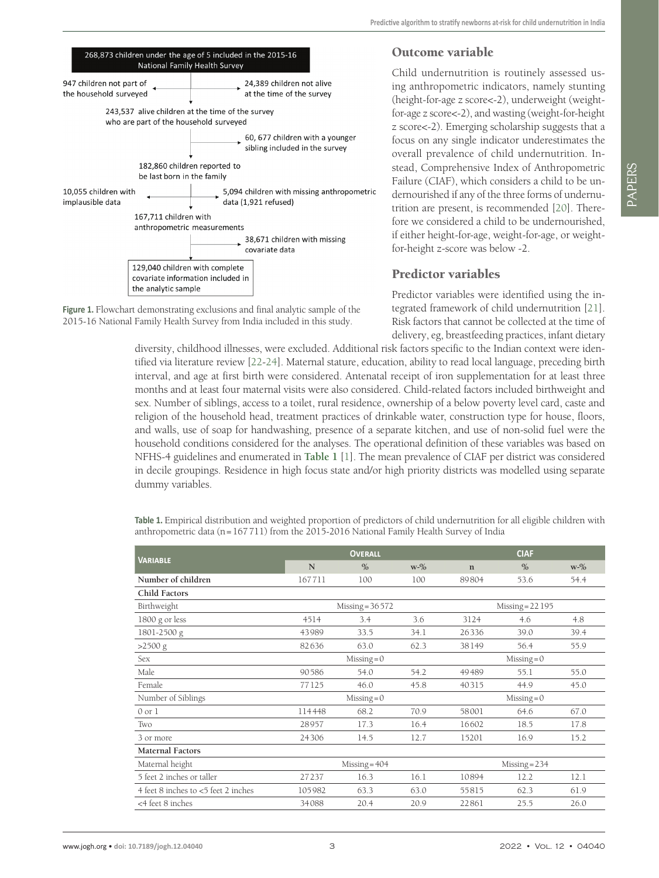268,873 children under the age of 5 included in the 2015-16 National Family Health Survey

947 children not part of the household surveyed

24,389 children not alive at the time of the survey

243,537 alive children at the time of the survey who are part of the household surveyed

60, 677 children with a younger sibling included in the survey

182,860 children reported to be last born in the family

10,055 children with implausible data

5,094 children with missing anthropometric data (1,921 refused)

167,711 children with anthropometric measurements

38,671 children with missing covariate data

129,040 children with complete covariate information included in the analytic sample

**Figure 1.** Flowchart demonstrating exclusions and final analytic sample of the 2015-16 National Family Health Survey from India included in this study.

## Outcome variable

Child undernutrition is routinely assessed using anthropometric indicators, namely stunting (height-for-age z score<-2), underweight (weight-for-age z score<-2), and wasting (weight-for-height z score<-2). Emerging scholarship suggests that a focus on any single indicator underestimates the overall prevalence of child undernutrition. Instead, Comprehensive Index of Anthropometric Failure (CIAF), which considers a child to be undernourished if any of the three forms of undernutrition are present, is recommended [20]. Therefore we considered a child to be undernourished, if either height-for-age, weight-for-age, or weight-for-height z-score was below -2.

## Predictor variables

Predictor variables were identified using the integrated framework of child undernutrition [21]. Risk factors that cannot be collected at the time of delivery, eg, breastfeeding practices, infant dietary diversity, childhood illnesses, were excluded. Additional risk factors specific to the Indian context were identified via literature review [22-24]. Maternal stature, education, ability to read local language, preceding birth interval, and age at first birth were considered. Antenatal receipt of iron supplementation for at least three months and at least four maternal visits were also considered. Child-related factors included birthweight and sex. Number of siblings, access to a toilet, rural residence, ownership of a below poverty level card, caste and religion of the household head, treatment practices of drinkable water, construction type for house, floors, and walls, use of soap for handwashing, presence of a separate kitchen, and use of non-solid fuel were the household conditions considered for the analyses. The operational definition of these variables was based on NFHS-4 guidelines and enumerated in **Table 1** [1]. The mean prevalence of CIAF per district was considered in decile groupings. Residence in high focus state and/or high priority districts was modelled using separate dummy variables.

**Table 1.** Empirical distribution and weighted proportion of predictors of child undernutrition for all eligible children with anthropometric data (n = 167 711) from the 2015-2016 National Family Health Survey of India

| Variable | Overall | | | CIAF | | |
|---|---|---|---|---|---|---|
| | N | % | w-% | n | % | w-% |
| **Number of children** | 167711 | 100 | 100 | 89804 | 53.6 | 54.4 |
| **Child Factors** | | | | | | |
| Birthweight | | Missing = 36 572 | | | Missing = 22 195 | |
| 1800 g or less | 4514 | 3.4 | 3.6 | 3124 | 4.6 | 4.8 |
| 1801-2500 g | 43989 | 33.5 | 34.1 | 26336 | 39.0 | 39.4 |
| >2500 g | 82636 | 63.0 | 62.3 | 38149 | 56.4 | 55.9 |
| Sex | | Missing = 0 | | | Missing = 0 | |
| Male | 90586 | 54.0 | 54.2 | 49489 | 55.1 | 55.0 |
| Female | 77125 | 46.0 | 45.8 | 40315 | 44.9 | 45.0 |
| Number of Siblings | | Missing = 0 | | | Missing = 0 | |
| 0 or 1 | 114448 | 68.2 | 70.9 | 58001 | 64.6 | 67.0 |
| Two | 28957 | 17.3 | 16.4 | 16602 | 18.5 | 17.8 |
| 3 or more | 24306 | 14.5 | 12.7 | 15201 | 16.9 | 15.2 |
| **Maternal Factors** | | | | | | |
| Maternal height | | Missing = 404 | | | Missing = 234 | |
| 5 feet 2 inches or taller | 27237 | 16.3 | 16.1 | 10894 | 12.2 | 12.1 |
| 4 feet 8 inches to <5 feet 2 inches | 105982 | 63.3 | 63.0 | 55815 | 62.3 | 61.9 |
| <4 feet 8 inches | 34088 | 20.4 | 20.9 | 22861 | 25.5 | 26.0 |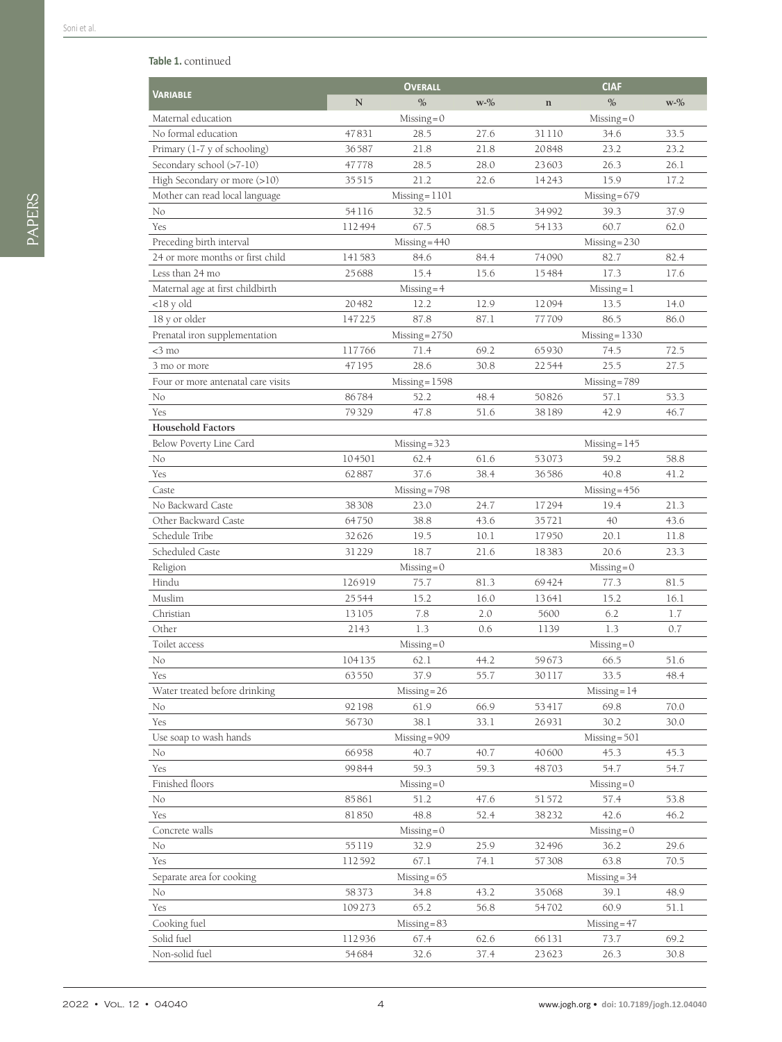**Table 1.** continued

| Variable | Overall | | | CIAF | | |
|---|---|---|---|---|---|---|
| | N | % | w-% | n | % | w-% |
| Maternal education | | Missing = 0 | | | Missing = 0 | |
| No formal education | 47831 | 28.5 | 27.6 | 31110 | 34.6 | 33.5 |
| Primary (1-7 y of schooling) | 36587 | 21.8 | 21.8 | 20848 | 23.2 | 23.2 |
| Secondary school (>7-10) | 47778 | 28.5 | 28.0 | 23603 | 26.3 | 26.1 |
| High Secondary or more (>10) | 35515 | 21.2 | 22.6 | 14243 | 15.9 | 17.2 |
| Mother can read local language | | Missing = 1101 | | | Missing = 679 | |
| No | 54116 | 32.5 | 31.5 | 34992 | 39.3 | 37.9 |
| Yes | 112494 | 67.5 | 68.5 | 54133 | 60.7 | 62.0 |
| Preceding birth interval | | Missing = 440 | | | Missing = 230 | |
| 24 or more months or first child | 141583 | 84.6 | 84.4 | 74090 | 82.7 | 82.4 |
| Less than 24 mo | 25688 | 15.4 | 15.6 | 15484 | 17.3 | 17.6 |
| Maternal age at first childbirth | | Missing = 4 | | | Missing = 1 | |
| <18 y old | 20482 | 12.2 | 12.9 | 12094 | 13.5 | 14.0 |
| 18 y or older | 147225 | 87.8 | 87.1 | 77709 | 86.5 | 86.0 |
| Prenatal iron supplementation | | Missing = 2750 | | | Missing = 1330 | |
| <3 mo | 117766 | 71.4 | 69.2 | 65930 | 74.5 | 72.5 |
| 3 mo or more | 47195 | 28.6 | 30.8 | 22544 | 25.5 | 27.5 |
| Four or more antenatal care visits | | Missing = 1598 | | | Missing = 789 | |
| No | 86784 | 52.2 | 48.4 | 50826 | 57.1 | 53.3 |
| Yes | 79329 | 47.8 | 51.6 | 38189 | 42.9 | 46.7 |
| **Household Factors** | | | | | | |
| Below Poverty Line Card | | Missing = 323 | | | Missing = 145 | |
| No | 104501 | 62.4 | 61.6 | 53073 | 59.2 | 58.8 |
| Yes | 62887 | 37.6 | 38.4 | 36586 | 40.8 | 41.2 |
| Caste | | Missing = 798 | | | Missing = 456 | |
| No Backward Caste | 38308 | 23.0 | 24.7 | 17294 | 19.4 | 21.3 |
| Other Backward Caste | 64750 | 38.8 | 43.6 | 35721 | 40 | 43.6 |
| Schedule Tribe | 32626 | 19.5 | 10.1 | 17950 | 20.1 | 11.8 |
| Scheduled Caste | 31229 | 18.7 | 21.6 | 18383 | 20.6 | 23.3 |
| Religion | | Missing = 0 | | | Missing = 0 | |
| Hindu | 126919 | 75.7 | 81.3 | 69424 | 77.3 | 81.5 |
| Muslim | 25544 | 15.2 | 16.0 | 13641 | 15.2 | 16.1 |
| Christian | 13105 | 7.8 | 2.0 | 5600 | 6.2 | 1.7 |
| Other | 2143 | 1.3 | 0.6 | 1139 | 1.3 | 0.7 |
| Toilet access | | Missing = 0 | | | Missing = 0 | |
| No | 104135 | 62.1 | 44.2 | 59673 | 66.5 | 51.6 |
| Yes | 63550 | 37.9 | 55.7 | 30117 | 33.5 | 48.4 |
| Water treated before drinking | | Missing = 26 | | | Missing = 14 | |
| No | 92198 | 61.9 | 66.9 | 53417 | 69.8 | 70.0 |
| Yes | 56730 | 38.1 | 33.1 | 26931 | 30.2 | 30.0 |
| Use soap to wash hands | | Missing = 909 | | | Missing = 501 | |
| No | 66958 | 40.7 | 40.7 | 40600 | 45.3 | 45.3 |
| Yes | 99844 | 59.3 | 59.3 | 48703 | 54.7 | 54.7 |
| Finished floors | | Missing = 0 | | | Missing = 0 | |
| No | 85861 | 51.2 | 47.6 | 51572 | 57.4 | 53.8 |
| Yes | 81850 | 48.8 | 52.4 | 38232 | 42.6 | 46.2 |
| Concrete walls | | Missing = 0 | | | Missing = 0 | |
| No | 55119 | 32.9 | 25.9 | 32496 | 36.2 | 29.6 |
| Yes | 112592 | 67.1 | 74.1 | 57308 | 63.8 | 70.5 |
| Separate area for cooking | | Missing = 65 | | | Missing = 34 | |
| No | 58373 | 34.8 | 43.2 | 35068 | 39.1 | 48.9 |
| Yes | 109273 | 65.2 | 56.8 | 54702 | 60.9 | 51.1 |
| Cooking fuel | | Missing = 83 | | | Missing = 47 | |
| Solid fuel | 112936 | 67.4 | 62.6 | 66131 | 73.7 | 69.2 |
| Non-solid fuel | 54684 | 32.6 | 37.4 | 23623 | 26.3 | 30.8 |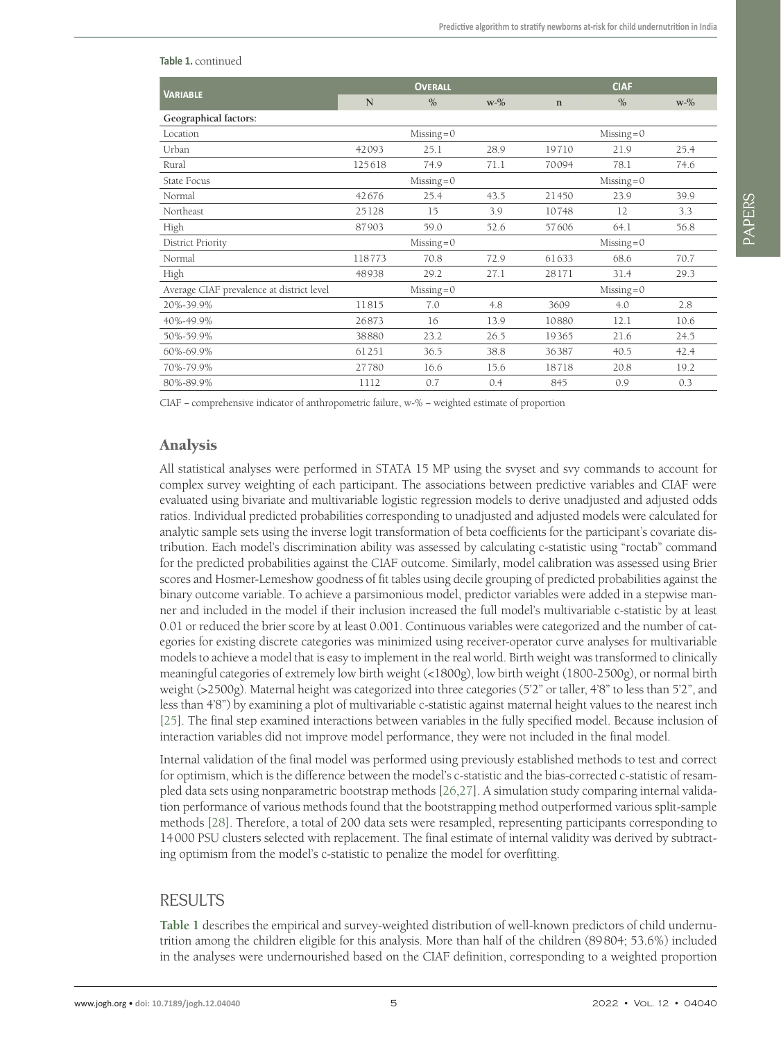**Table 1.** continued

| Variable | Overall | | | CIAF | | |
|---|---|---|---|---|---|---|
| | N | % | w-% | n | % | w-% |
| **Geographical factors:** | | | | | | |
| Location | | Missing = 0 | | | Missing = 0 | |
| Urban | 42093 | 25.1 | 28.9 | 19710 | 21.9 | 25.4 |
| Rural | 125618 | 74.9 | 71.1 | 70094 | 78.1 | 74.6 |
| State Focus | | Missing = 0 | | | Missing = 0 | |
| Normal | 42676 | 25.4 | 43.5 | 21450 | 23.9 | 39.9 |
| Northeast | 25128 | 15 | 3.9 | 10748 | 12 | 3.3 |
| High | 87903 | 59.0 | 52.6 | 57606 | 64.1 | 56.8 |
| District Priority | | Missing = 0 | | | Missing = 0 | |
| Normal | 118773 | 70.8 | 72.9 | 61633 | 68.6 | 70.7 |
| High | 48938 | 29.2 | 27.1 | 28171 | 31.4 | 29.3 |
| Average CIAF prevalence at district level | | Missing = 0 | | | Missing = 0 | |
| 20%-39.9% | 11815 | 7.0 | 4.8 | 3609 | 4.0 | 2.8 |
| 40%-49.9% | 26873 | 16 | 13.9 | 10880 | 12.1 | 10.6 |
| 50%-59.9% | 38880 | 23.2 | 26.5 | 19365 | 21.6 | 24.5 |
| 60%-69.9% | 61251 | 36.5 | 38.8 | 36387 | 40.5 | 42.4 |
| 70%-79.9% | 27780 | 16.6 | 15.6 | 18718 | 20.8 | 19.2 |
| 80%-89.9% | 1112 | 0.7 | 0.4 | 845 | 0.9 | 0.3 |

CIAF – comprehensive indicator of anthropometric failure, w-% – weighted estimate of proportion

## Analysis

All statistical analyses were performed in STATA 15 MP using the svyset and svy commands to account for complex survey weighting of each participant. The associations between predictive variables and CIAF were evaluated using bivariate and multivariable logistic regression models to derive unadjusted and adjusted odds ratios. Individual predicted probabilities corresponding to unadjusted and adjusted models were calculated for analytic sample sets using the inverse logit transformation of beta coefficients for the participant's covariate distribution. Each model's discrimination ability was assessed by calculating c-statistic using "roctab" command for the predicted probabilities against the CIAF outcome. Similarly, model calibration was assessed using Brier scores and Hosmer-Lemeshow goodness of fit tables using decile grouping of predicted probabilities against the binary outcome variable. To achieve a parsimonious model, predictor variables were added in a stepwise manner and included in the model if their inclusion increased the full model's multivariable c-statistic by at least 0.01 or reduced the brier score by at least 0.001. Continuous variables were categorized and the number of categories for existing discrete categories was minimized using receiver-operator curve analyses for multivariable models to achieve a model that is easy to implement in the real world. Birth weight was transformed to clinically meaningful categories of extremely low birth weight (<1800g), low birth weight (1800-2500g), or normal birth weight (>2500g). Maternal height was categorized into three categories (5'2" or taller, 4'8" to less than 5'2", and less than 4'8") by examining a plot of multivariable c-statistic against maternal height values to the nearest inch [25]. The final step examined interactions between variables in the fully specified model. Because inclusion of interaction variables did not improve model performance, they were not included in the final model.

Internal validation of the final model was performed using previously established methods to test and correct for optimism, which is the difference between the model's c-statistic and the bias-corrected c-statistic of resampled data sets using nonparametric bootstrap methods [26,27]. A simulation study comparing internal validation performance of various methods found that the bootstrapping method outperformed various split-sample methods [28]. Therefore, a total of 200 data sets were resampled, representing participants corresponding to 14000 PSU clusters selected with replacement. The final estimate of internal validity was derived by subtracting optimism from the model's c-statistic to penalize the model for overfitting.

# RESULTS

**Table 1** describes the empirical and survey-weighted distribution of well-known predictors of child undernutrition among the children eligible for this analysis. More than half of the children (89804; 53.6%) included in the analyses were undernourished based on the CIAF definition, corresponding to a weighted proportion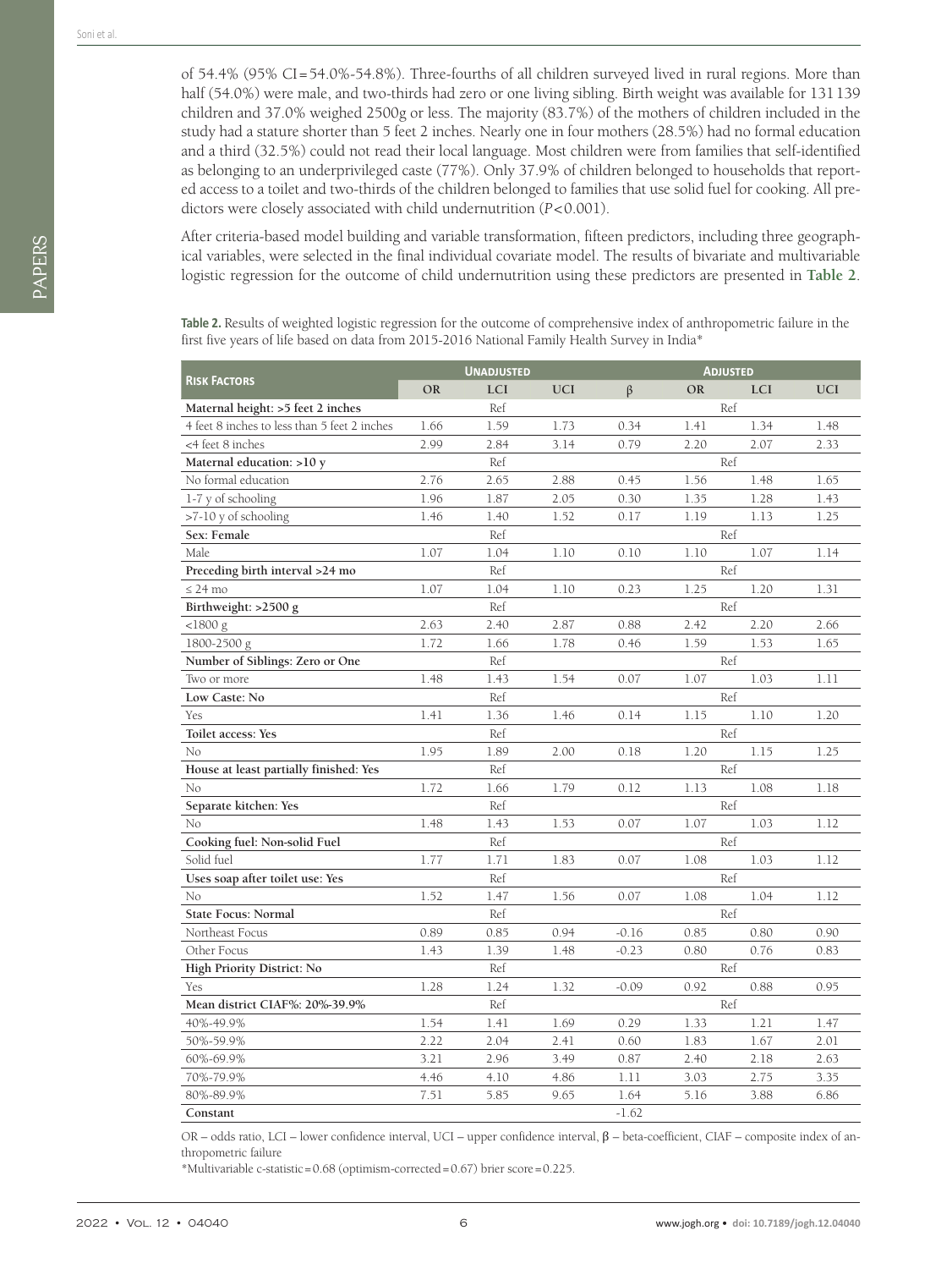of 54.4% (95% CI = 54.0%-54.8%). Three-fourths of all children surveyed lived in rural regions. More than half (54.0%) were male, and two-thirds had zero or one living sibling. Birth weight was available for 131 139 children and 37.0% weighed 2500g or less. The majority (83.7%) of the mothers of children included in the study had a stature shorter than 5 feet 2 inches. Nearly one in four mothers (28.5%) had no formal education and a third (32.5%) could not read their local language. Most children were from families that self-identified as belonging to an underprivileged caste (77%). Only 37.9% of children belonged to households that reported access to a toilet and two-thirds of the children belonged to families that use solid fuel for cooking. All predictors were closely associated with child undernutrition ($P < 0.001$).

After criteria-based model building and variable transformation, fifteen predictors, including three geographical variables, were selected in the final individual covariate model. The results of bivariate and multivariable logistic regression for the outcome of child undernutrition using these predictors are presented in **Table 2**.

**Table 2.** Results of weighted logistic regression for the outcome of comprehensive index of anthropometric failure in the first five years of life based on data from 2015-2016 National Family Health Survey in India*

| Risk Factors | Unadjusted | | | Adjusted | | | |
|---|---|---|---|---|---|---|---|
| | OR | LCI | UCI | β | OR | LCI | UCI |
| **Maternal height: >5 feet 2 inches** | | Ref | | | | Ref | |
| 4 feet 8 inches to less than 5 feet 2 inches | 1.66 | 1.59 | 1.73 | 0.34 | 1.41 | 1.34 | 1.48 |
| <4 feet 8 inches | 2.99 | 2.84 | 3.14 | 0.79 | 2.20 | 2.07 | 2.33 |
| **Maternal education: >10 y** | | Ref | | | | Ref | |
| No formal education | 2.76 | 2.65 | 2.88 | 0.45 | 1.56 | 1.48 | 1.65 |
| 1-7 y of schooling | 1.96 | 1.87 | 2.05 | 0.30 | 1.35 | 1.28 | 1.43 |
| >7-10 y of schooling | 1.46 | 1.40 | 1.52 | 0.17 | 1.19 | 1.13 | 1.25 |
| **Sex: Female** | | Ref | | | | Ref | |
| Male | 1.07 | 1.04 | 1.10 | 0.10 | 1.10 | 1.07 | 1.14 |
| **Preceding birth interval >24 mo** | | Ref | | | | Ref | |
| ≤ 24 mo | 1.07 | 1.04 | 1.10 | 0.23 | 1.25 | 1.20 | 1.31 |
| **Birthweight: >2500 g** | | Ref | | | | Ref | |
| <1800 g | 2.63 | 2.40 | 2.87 | 0.88 | 2.42 | 2.20 | 2.66 |
| 1800-2500 g | 1.72 | 1.66 | 1.78 | 0.46 | 1.59 | 1.53 | 1.65 |
| **Number of Siblings: Zero or One** | | Ref | | | | Ref | |
| Two or more | 1.48 | 1.43 | 1.54 | 0.07 | 1.07 | 1.03 | 1.11 |
| **Low Caste: No** | | Ref | | | | Ref | |
| Yes | 1.41 | 1.36 | 1.46 | 0.14 | 1.15 | 1.10 | 1.20 |
| **Toilet access: Yes** | | Ref | | | | Ref | |
| No | 1.95 | 1.89 | 2.00 | 0.18 | 1.20 | 1.15 | 1.25 |
| **House at least partially finished: Yes** | | Ref | | | | Ref | |
| No | 1.72 | 1.66 | 1.79 | 0.12 | 1.13 | 1.08 | 1.18 |
| **Separate kitchen: Yes** | | Ref | | | | Ref | |
| No | 1.48 | 1.43 | 1.53 | 0.07 | 1.07 | 1.03 | 1.12 |
| **Cooking fuel: Non-solid Fuel** | | Ref | | | | Ref | |
| Solid fuel | 1.77 | 1.71 | 1.83 | 0.07 | 1.08 | 1.03 | 1.12 |
| **Uses soap after toilet use: Yes** | | Ref | | | | Ref | |
| No | 1.52 | 1.47 | 1.56 | 0.07 | 1.08 | 1.04 | 1.12 |
| **State Focus: Normal** | | Ref | | | | Ref | |
| Northeast Focus | 0.89 | 0.85 | 0.94 | -0.16 | 0.85 | 0.80 | 0.90 |
| Other Focus | 1.43 | 1.39 | 1.48 | -0.23 | 0.80 | 0.76 | 0.83 |
| **High Priority District: No** | | Ref | | | | Ref | |
| Yes | 1.28 | 1.24 | 1.32 | -0.09 | 0.92 | 0.88 | 0.95 |
| **Mean district CIAF%: 20%-39.9%** | | Ref | | | | Ref | |
| 40%-49.9% | 1.54 | 1.41 | 1.69 | 0.29 | 1.33 | 1.21 | 1.47 |
| 50%-59.9% | 2.22 | 2.04 | 2.41 | 0.60 | 1.83 | 1.67 | 2.01 |
| 60%-69.9% | 3.21 | 2.96 | 3.49 | 0.87 | 2.40 | 2.18 | 2.63 |
| 70%-79.9% | 4.46 | 4.10 | 4.86 | 1.11 | 3.03 | 2.75 | 3.35 |
| 80%-89.9% | 7.51 | 5.85 | 9.65 | 1.64 | 5.16 | 3.88 | 6.86 |
| **Constant** | | | | -1.62 | | | |

OR – odds ratio, LCI – lower confidence interval, UCI – upper confidence interval, β – beta-coefficient, CIAF – composite index of anthropometric failure

*Multivariable c-statistic = 0.68 (optimism-corrected = 0.67) brier score = 0.225.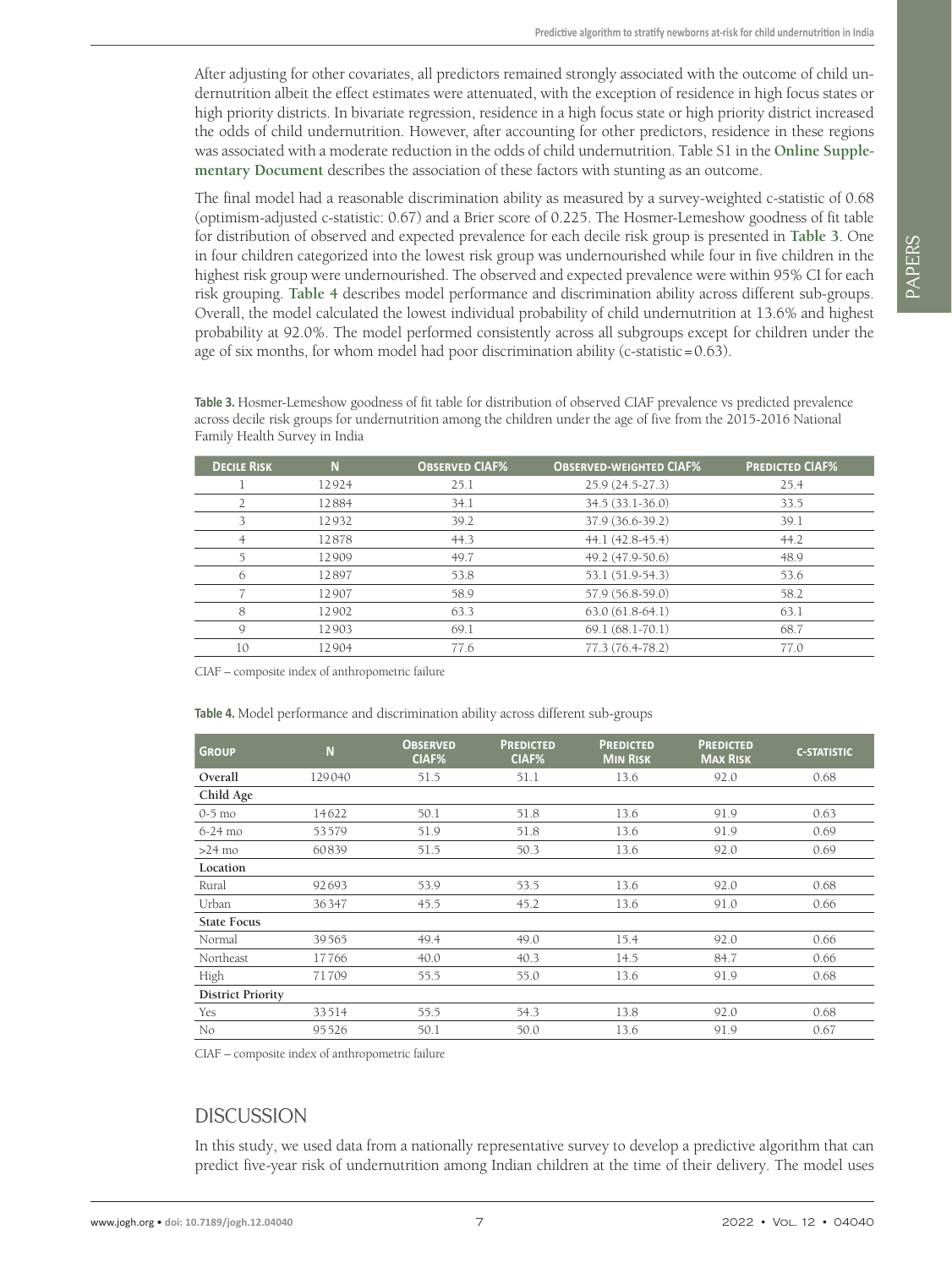After adjusting for other covariates, all predictors remained strongly associated with the outcome of child undernutrition albeit the effect estimates were attenuated, with the exception of residence in high focus states or high priority districts. In bivariate regression, residence in a high focus state or high priority district increased the odds of child undernutrition. However, after accounting for other predictors, residence in these regions was associated with a moderate reduction in the odds of child undernutrition. Table S1 in the **Online Supplementary Document** describes the association of these factors with stunting as an outcome.

The final model had a reasonable discrimination ability as measured by a survey-weighted c-statistic of 0.68 (optimism-adjusted c-statistic: 0.67) and a Brier score of 0.225. The Hosmer-Lemeshow goodness of fit table for distribution of observed and expected prevalence for each decile risk group is presented in **Table 3**. One in four children categorized into the lowest risk group was undernourished while four in five children in the highest risk group were undernourished. The observed and expected prevalence were within 95% CI for each risk grouping. **Table 4** describes model performance and discrimination ability across different sub-groups. Overall, the model calculated the lowest individual probability of child undernutrition at 13.6% and highest probability at 92.0%. The model performed consistently across all subgroups except for children under the age of six months, for whom model had poor discrimination ability (c-statistic = 0.63).

**Table 3.** Hosmer-Lemeshow goodness of fit table for distribution of observed CIAF prevalence vs predicted prevalence across decile risk groups for undernutrition among the children under the age of five from the 2015-2016 National Family Health Survey in India

| Decile Risk | N | Observed CIAF% | Observed-weighted CIAF% | Predicted CIAF% |
|---|---|---|---|---|
| 1 | 12924 | 25.1 | 25.9 (24.5-27.3) | 25.4 |
| 2 | 12884 | 34.1 | 34.5 (33.1-36.0) | 33.5 |
| 3 | 12932 | 39.2 | 37.9 (36.6-39.2) | 39.1 |
| 4 | 12878 | 44.3 | 44.1 (42.8-45.4) | 44.2 |
| 5 | 12909 | 49.7 | 49.2 (47.9-50.6) | 48.9 |
| 6 | 12897 | 53.8 | 53.1 (51.9-54.3) | 53.6 |
| 7 | 12907 | 58.9 | 57.9 (56.8-59.0) | 58.2 |
| 8 | 12902 | 63.3 | 63.0 (61.8-64.1) | 63.1 |
| 9 | 12903 | 69.1 | 69.1 (68.1-70.1) | 68.7 |
| 10 | 12904 | 77.6 | 77.3 (76.4-78.2) | 77.0 |

CIAF – composite index of anthropometric failure

**Table 4.** Model performance and discrimination ability across different sub-groups

| Group | N | Observed CIAF% | Predicted CIAF% | Predicted Min Risk | Predicted Max Risk | C-statistic |
|---|---|---|---|---|---|---|
| **Overall** | 129040 | 51.5 | 51.1 | 13.6 | 92.0 | 0.68 |
| **Child Age** | | | | | | |
| 0-5 mo | 14622 | 50.1 | 51.8 | 13.6 | 91.9 | 0.63 |
| 6-24 mo | 53579 | 51.9 | 51.8 | 13.6 | 91.9 | 0.69 |
| >24 mo | 60839 | 51.5 | 50.3 | 13.6 | 92.0 | 0.69 |
| **Location** | | | | | | |
| Rural | 92693 | 53.9 | 53.5 | 13.6 | 92.0 | 0.68 |
| Urban | 36347 | 45.5 | 45.2 | 13.6 | 91.0 | 0.66 |
| **State Focus** | | | | | | |
| Normal | 39565 | 49.4 | 49.0 | 15.4 | 92.0 | 0.66 |
| Northeast | 17766 | 40.0 | 40.3 | 14.5 | 84.7 | 0.66 |
| High | 71709 | 55.5 | 55.0 | 13.6 | 91.9 | 0.68 |
| **District Priority** | | | | | | |
| Yes | 33514 | 55.5 | 54.3 | 13.8 | 92.0 | 0.68 |
| No | 95526 | 50.1 | 50.0 | 13.6 | 91.9 | 0.67 |

CIAF – composite index of anthropometric failure

## DISCUSSION

In this study, we used data from a nationally representative survey to develop a predictive algorithm that can predict five-year risk of undernutrition among Indian children at the time of their delivery. The model uses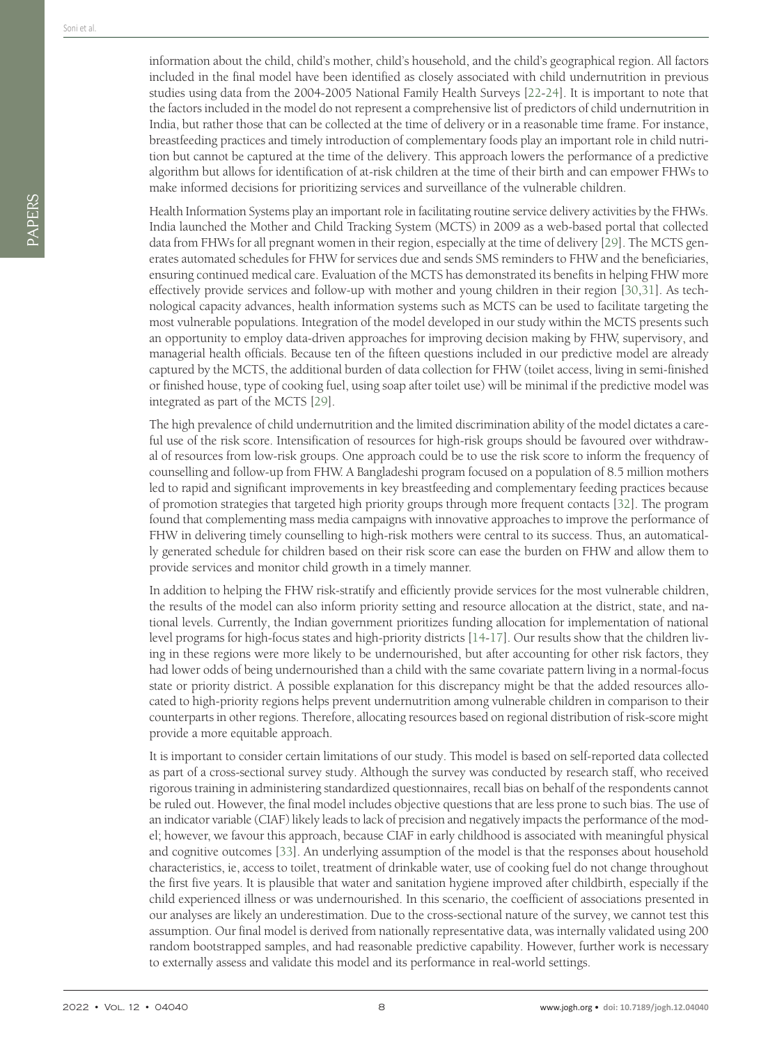information about the child, child's mother, child's household, and the child's geographical region. All factors included in the final model have been identified as closely associated with child undernutrition in previous studies using data from the 2004-2005 National Family Health Surveys [22-24]. It is important to note that the factors included in the model do not represent a comprehensive list of predictors of child undernutrition in India, but rather those that can be collected at the time of delivery or in a reasonable time frame. For instance, breastfeeding practices and timely introduction of complementary foods play an important role in child nutrition but cannot be captured at the time of the delivery. This approach lowers the performance of a predictive algorithm but allows for identification of at-risk children at the time of their birth and can empower FHWs to make informed decisions for prioritizing services and surveillance of the vulnerable children.

Health Information Systems play an important role in facilitating routine service delivery activities by the FHWs. India launched the Mother and Child Tracking System (MCTS) in 2009 as a web-based portal that collected data from FHWs for all pregnant women in their region, especially at the time of delivery [29]. The MCTS generates automated schedules for FHW for services due and sends SMS reminders to FHW and the beneficiaries, ensuring continued medical care. Evaluation of the MCTS has demonstrated its benefits in helping FHW more effectively provide services and follow-up with mother and young children in their region [30,31]. As technological capacity advances, health information systems such as MCTS can be used to facilitate targeting the most vulnerable populations. Integration of the model developed in our study within the MCTS presents such an opportunity to employ data-driven approaches for improving decision making by FHW, supervisory, and managerial health officials. Because ten of the fifteen questions included in our predictive model are already captured by the MCTS, the additional burden of data collection for FHW (toilet access, living in semi-finished or finished house, type of cooking fuel, using soap after toilet use) will be minimal if the predictive model was integrated as part of the MCTS [29].

The high prevalence of child undernutrition and the limited discrimination ability of the model dictates a careful use of the risk score. Intensification of resources for high-risk groups should be favoured over withdrawal of resources from low-risk groups. One approach could be to use the risk score to inform the frequency of counselling and follow-up from FHW. A Bangladeshi program focused on a population of 8.5 million mothers led to rapid and significant improvements in key breastfeeding and complementary feeding practices because of promotion strategies that targeted high priority groups through more frequent contacts [32]. The program found that complementing mass media campaigns with innovative approaches to improve the performance of FHW in delivering timely counselling to high-risk mothers were central to its success. Thus, an automatically generated schedule for children based on their risk score can ease the burden on FHW and allow them to provide services and monitor child growth in a timely manner.

In addition to helping the FHW risk-stratify and efficiently provide services for the most vulnerable children, the results of the model can also inform priority setting and resource allocation at the district, state, and national levels. Currently, the Indian government prioritizes funding allocation for implementation of national level programs for high-focus states and high-priority districts [14-17]. Our results show that the children living in these regions were more likely to be undernourished, but after accounting for other risk factors, they had lower odds of being undernourished than a child with the same covariate pattern living in a normal-focus state or priority district. A possible explanation for this discrepancy might be that the added resources allocated to high-priority regions helps prevent undernutrition among vulnerable children in comparison to their counterparts in other regions. Therefore, allocating resources based on regional distribution of risk-score might provide a more equitable approach.

It is important to consider certain limitations of our study. This model is based on self-reported data collected as part of a cross-sectional survey study. Although the survey was conducted by research staff, who received rigorous training in administering standardized questionnaires, recall bias on behalf of the respondents cannot be ruled out. However, the final model includes objective questions that are less prone to such bias. The use of an indicator variable (CIAF) likely leads to lack of precision and negatively impacts the performance of the model; however, we favour this approach, because CIAF in early childhood is associated with meaningful physical and cognitive outcomes [33]. An underlying assumption of the model is that the responses about household characteristics, ie, access to toilet, treatment of drinkable water, use of cooking fuel do not change throughout the first five years. It is plausible that water and sanitation hygiene improved after childbirth, especially if the child experienced illness or was undernourished. In this scenario, the coefficient of associations presented in our analyses are likely an underestimation. Due to the cross-sectional nature of the survey, we cannot test this assumption. Our final model is derived from nationally representative data, was internally validated using 200 random bootstrapped samples, and had reasonable predictive capability. However, further work is necessary to externally assess and validate this model and its performance in real-world settings.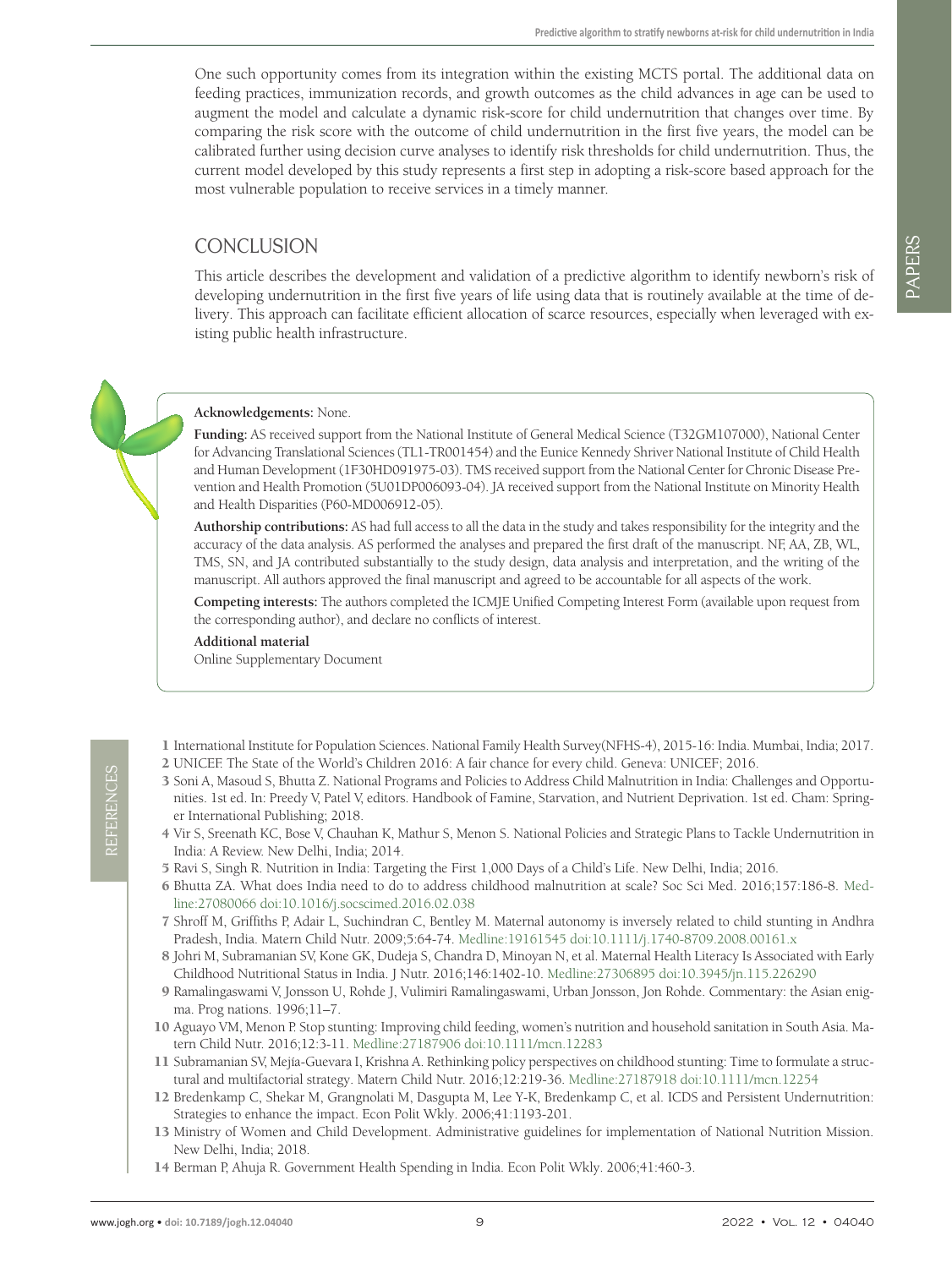One such opportunity comes from its integration within the existing MCTS portal. The additional data on feeding practices, immunization records, and growth outcomes as the child advances in age can be used to augment the model and calculate a dynamic risk-score for child undernutrition that changes over time. By comparing the risk score with the outcome of child undernutrition in the first five years, the model can be calibrated further using decision curve analyses to identify risk thresholds for child undernutrition. Thus, the current model developed by this study represents a first step in adopting a risk-score based approach for the most vulnerable population to receive services in a timely manner.

## CONCLUSION

This article describes the development and validation of a predictive algorithm to identify newborn's risk of developing undernutrition in the first five years of life using data that is routinely available at the time of delivery. This approach can facilitate efficient allocation of scarce resources, especially when leveraged with existing public health infrastructure.

**Acknowledgements:** None.

**Funding:** AS received support from the National Institute of General Medical Science (T32GM107000), National Center for Advancing Translational Sciences (TL1-TR001454) and the Eunice Kennedy Shriver National Institute of Child Health and Human Development (1F30HD091975-03). TMS received support from the National Center for Chronic Disease Prevention and Health Promotion (5U01DP006093-04). JA received support from the National Institute on Minority Health and Health Disparities (P60-MD006912-05).

**Authorship contributions:** AS had full access to all the data in the study and takes responsibility for the integrity and the accuracy of the data analysis. AS performed the analyses and prepared the first draft of the manuscript. NF, AA, ZB, WL, TMS, SN, and JA contributed substantially to the study design, data analysis and interpretation, and the writing of the manuscript. All authors approved the final manuscript and agreed to be accountable for all aspects of the work.

**Competing interests:** The authors completed the ICMJE Unified Competing Interest Form (available upon request from the corresponding author), and declare no conflicts of interest.

**Additional material**

Online Supplementary Document

## REFERENCES

1 International Institute for Population Sciences. National Family Health Survey(NFHS-4), 2015-16: India. Mumbai, India; 2017.

2 UNICEF. The State of the World's Children 2016: A fair chance for every child. Geneva: UNICEF; 2016.

3 Soni A, Masoud S, Bhutta Z. National Programs and Policies to Address Child Malnutrition in India: Challenges and Opportunities. 1st ed. In: Preedy V, Patel V, editors. Handbook of Famine, Starvation, and Nutrient Deprivation. 1st ed. Cham: Springer International Publishing; 2018.

4 Vir S, Sreenath KC, Bose V, Chauhan K, Mathur S, Menon S. National Policies and Strategic Plans to Tackle Undernutrition in India: A Review. New Delhi, India; 2014.

5 Ravi S, Singh R. Nutrition in India: Targeting the First 1,000 Days of a Child's Life. New Delhi, India; 2016.

6 Bhutta ZA. What does India need to do to address childhood malnutrition at scale? Soc Sci Med. 2016;157:186-8. Medline:27080066 doi:10.1016/j.socscimed.2016.02.038

7 Shroff M, Griffiths P, Adair L, Suchindran C, Bentley M. Maternal autonomy is inversely related to child stunting in Andhra Pradesh, India. Matern Child Nutr. 2009;5:64-74. Medline:19161545 doi:10.1111/j.1740-8709.2008.00161.x

8 Johri M, Subramanian SV, Kone GK, Dudeja S, Chandra D, Minoyan N, et al. Maternal Health Literacy Is Associated with Early Childhood Nutritional Status in India. J Nutr. 2016;146:1402-10. Medline:27306895 doi:10.3945/jn.115.226290

9 Ramalingaswami V, Jonsson U, Rohde J, Vulimiri Ramalingaswami, Urban Jonsson, Jon Rohde. Commentary: the Asian enigma. Prog nations. 1996;11–7.

10 Aguayo VM, Menon P. Stop stunting: Improving child feeding, women's nutrition and household sanitation in South Asia. Matern Child Nutr. 2016;12:3-11. Medline:27187906 doi:10.1111/mcn.12283

11 Subramanian SV, Mejía-Guevara I, Krishna A. Rethinking policy perspectives on childhood stunting: Time to formulate a structural and multifactorial strategy. Matern Child Nutr. 2016;12:219-36. Medline:27187918 doi:10.1111/mcn.12254

12 Bredenkamp C, Shekar M, Grangnolati M, Dasgupta M, Lee Y-K, Bredenkamp C, et al. ICDS and Persistent Undernutrition: Strategies to enhance the impact. Econ Polit Wkly. 2006;41:1193-201.

13 Ministry of Women and Child Development. Administrative guidelines for implementation of National Nutrition Mission. New Delhi, India; 2018.

14 Berman P, Ahuja R. Government Health Spending in India. Econ Polit Wkly. 2006;41:460-3.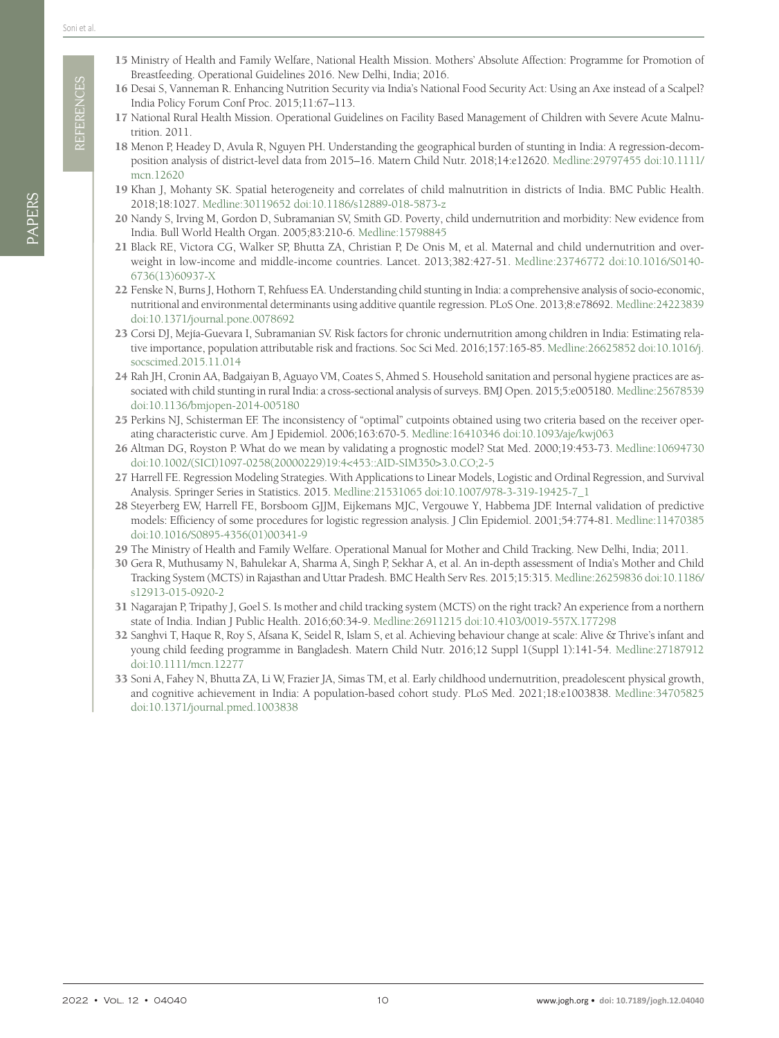15 Ministry of Health and Family Welfare, National Health Mission. Mothers' Absolute Affection: Programme for Promotion of Breastfeeding. Operational Guidelines 2016. New Delhi, India; 2016.

16 Desai S, Vanneman R. Enhancing Nutrition Security via India's National Food Security Act: Using an Axe instead of a Scalpel? India Policy Forum Conf Proc. 2015;11:67–113.

17 National Rural Health Mission. Operational Guidelines on Facility Based Management of Children with Severe Acute Malnutrition. 2011.

18 Menon P, Headey D, Avula R, Nguyen PH. Understanding the geographical burden of stunting in India: A regression-decomposition analysis of district-level data from 2015–16. Matern Child Nutr. 2018;14:e12620. Medline:29797455 doi:10.1111/mcn.12620

19 Khan J, Mohanty SK. Spatial heterogeneity and correlates of child malnutrition in districts of India. BMC Public Health. 2018;18:1027. Medline:30119652 doi:10.1186/s12889-018-5873-z

20 Nandy S, Irving M, Gordon D, Subramanian SV, Smith GD. Poverty, child undernutrition and morbidity: New evidence from India. Bull World Health Organ. 2005;83:210-6. Medline:15798845

21 Black RE, Victora CG, Walker SP, Bhutta ZA, Christian P, De Onis M, et al. Maternal and child undernutrition and overweight in low-income and middle-income countries. Lancet. 2013;382:427-51. Medline:23746772 doi:10.1016/S0140-6736(13)60937-X

22 Fenske N, Burns J, Hothorn T, Rehfuess EA. Understanding child stunting in India: a comprehensive analysis of socio-economic, nutritional and environmental determinants using additive quantile regression. PLoS One. 2013;8:e78692. Medline:24223839 doi:10.1371/journal.pone.0078692

23 Corsi DJ, Mejía-Guevara I, Subramanian SV. Risk factors for chronic undernutrition among children in India: Estimating relative importance, population attributable risk and fractions. Soc Sci Med. 2016;157:165-85. Medline:26625852 doi:10.1016/j.socscimed.2015.11.014

24 Rah JH, Cronin AA, Badgaiyan B, Aguayo VM, Coates S, Ahmed S. Household sanitation and personal hygiene practices are associated with child stunting in rural India: a cross-sectional analysis of surveys. BMJ Open. 2015;5:e005180. Medline:25678539 doi:10.1136/bmjopen-2014-005180

25 Perkins NJ, Schisterman EF. The inconsistency of "optimal" cutpoints obtained using two criteria based on the receiver operating characteristic curve. Am J Epidemiol. 2006;163:670-5. Medline:16410346 doi:10.1093/aje/kwj063

26 Altman DG, Royston P. What do we mean by validating a prognostic model? Stat Med. 2000;19:453-73. Medline:10694730 doi:10.1002/(SICI)1097-0258(20000229)19:4<453::AID-SIM350>3.0.CO;2-5

27 Harrell FE. Regression Modeling Strategies. With Applications to Linear Models, Logistic and Ordinal Regression, and Survival Analysis. Springer Series in Statistics. 2015. Medline:21531065 doi:10.1007/978-3-319-19425-7_1

28 Steyerberg EW, Harrell FE, Borsboom GJJM, Eijkemans MJC, Vergouwe Y, Habbema JDF. Internal validation of predictive models: Efficiency of some procedures for logistic regression analysis. J Clin Epidemiol. 2001;54:774-81. Medline:11470385 doi:10.1016/S0895-4356(01)00341-9

29 The Ministry of Health and Family Welfare. Operational Manual for Mother and Child Tracking. New Delhi, India; 2011.

30 Gera R, Muthusamy N, Bahulekar A, Sharma A, Singh P, Sekhar A, et al. An in-depth assessment of India's Mother and Child Tracking System (MCTS) in Rajasthan and Uttar Pradesh. BMC Health Serv Res. 2015;15:315. Medline:26259836 doi:10.1186/s12913-015-0920-2

31 Nagarajan P, Tripathy J, Goel S. Is mother and child tracking system (MCTS) on the right track? An experience from a northern state of India. Indian J Public Health. 2016;60:34-9. Medline:26911215 doi:10.4103/0019-557X.177298

32 Sanghvi T, Haque R, Roy S, Afsana K, Seidel R, Islam S, et al. Achieving behaviour change at scale: Alive & Thrive's infant and young child feeding programme in Bangladesh. Matern Child Nutr. 2016;12 Suppl 1(Suppl 1):141-54. Medline:27187912 doi:10.1111/mcn.12277

33 Soni A, Fahey N, Bhutta ZA, Li W, Frazier JA, Simas TM, et al. Early childhood undernutrition, preadolescent physical growth, and cognitive achievement in India: A population-based cohort study. PLoS Med. 2021;18:e1003838. Medline:34705825 doi:10.1371/journal.pmed.1003838